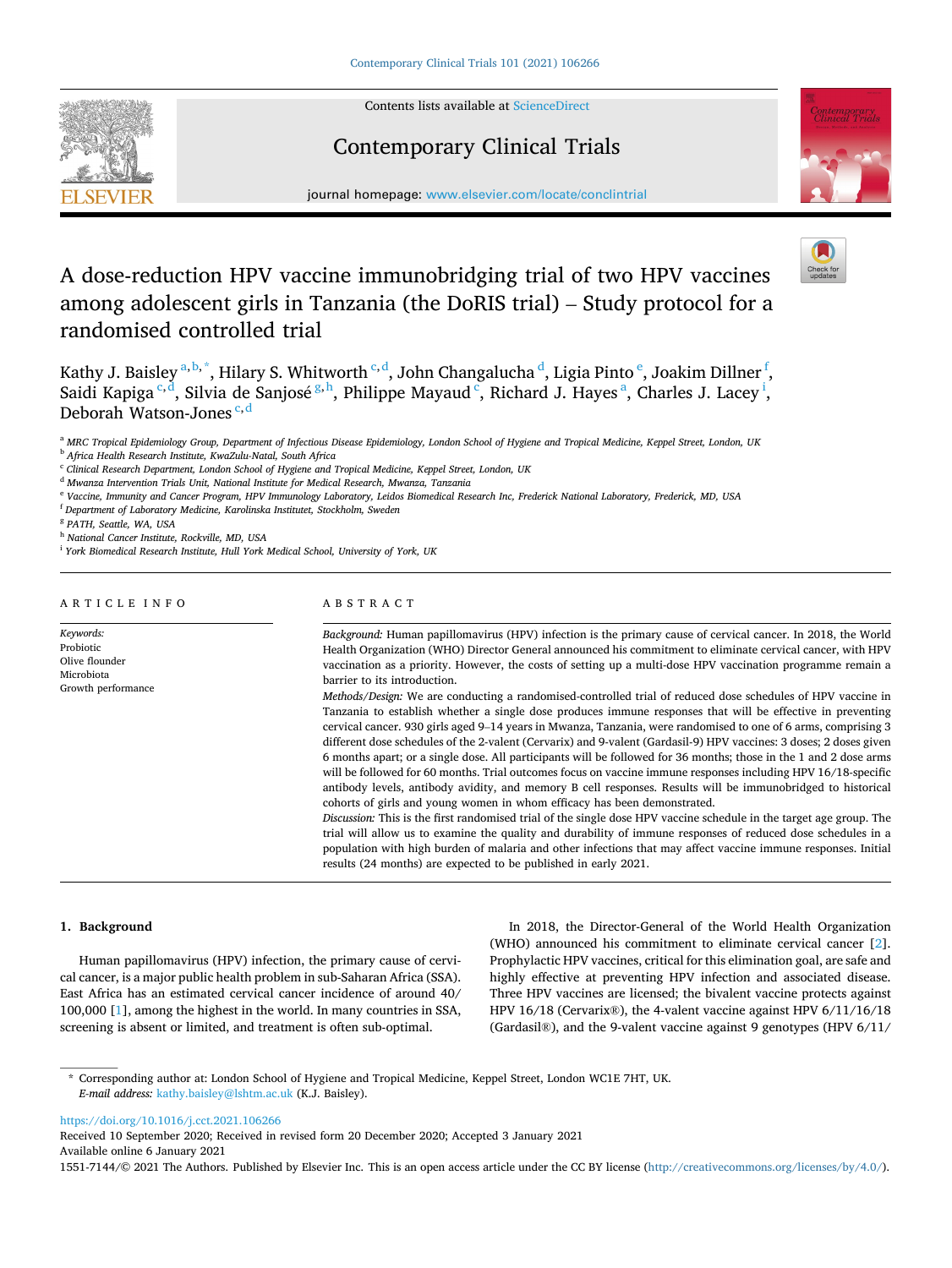# A dose-reduction HPV vaccine immunobridging trial of two HPV vaccines among adolescent girls in Tanzania (the DoRIS trial) – Study protocol for a randomised controlled trial

Kathy J. Baisley [a,b,*], Hilary S. Whitworth [c,d], John Changalucha [d], Ligia Pinto [e], Joakim Dillner [f], Saidi Kapiga [c,d], Silvia de Sanjosé [g,h], Philippe Mayaud [c], Richard J. Hayes [a], Charles J. Lacey [i], Deborah Watson-Jones [c,d]

[a] MRC Tropical Epidemiology Group, Department of Infectious Disease Epidemiology, London School of Hygiene and Tropical Medicine, Keppel Street, London, UK
[b] Africa Health Research Institute, KwaZulu-Natal, South Africa
[c] Clinical Research Department, London School of Hygiene and Tropical Medicine, Keppel Street, London, UK
[d] Mwanza Intervention Trials Unit, National Institute for Medical Research, Mwanza, Tanzania
[e] Vaccine, Immunity and Cancer Program, HPV Immunology Laboratory, Leidos Biomedical Research Inc, Frederick National Laboratory, Frederick, MD, USA
[f] Department of Laboratory Medicine, Karolinska Institutet, Stockholm, Sweden
[g] PATH, Seattle, WA, USA
[h] National Cancer Institute, Rockville, MD, USA
[i] York Biomedical Research Institute, Hull York Medical School, University of York, UK

## ARTICLE INFO

*Keywords:*
Probiotic
Olive flounder
Microbiota
Growth performance

## ABSTRACT

*Background:* Human papillomavirus (HPV) infection is the primary cause of cervical cancer. In 2018, the World Health Organization (WHO) Director General announced his commitment to eliminate cervical cancer, with HPV vaccination as a priority. However, the costs of setting up a multi-dose HPV vaccination programme remain a barrier to its introduction.

*Methods/Design:* We are conducting a randomised-controlled trial of reduced dose schedules of HPV vaccine in Tanzania to establish whether a single dose produces immune responses that will be effective in preventing cervical cancer. 930 girls aged 9–14 years in Mwanza, Tanzania, were randomised to one of 6 arms, comprising 3 different dose schedules of the 2-valent (Cervarix) and 9-valent (Gardasil-9) HPV vaccines: 3 doses; 2 doses given 6 months apart; or a single dose. All participants will be followed for 36 months; those in the 1 and 2 dose arms will be followed for 60 months. Trial outcomes focus on vaccine immune responses including HPV 16/18-specific antibody levels, antibody avidity, and memory B cell responses. Results will be immunobridged to historical cohorts of girls and young women in whom efficacy has been demonstrated.

*Discussion:* This is the first randomised trial of the single dose HPV vaccine schedule in the target age group. The trial will allow us to examine the quality and durability of immune responses of reduced dose schedules in a population with high burden of malaria and other infections that may affect vaccine immune responses. Initial results (24 months) are expected to be published in early 2021.

## 1. Background

Human papillomavirus (HPV) infection, the primary cause of cervical cancer, is a major public health problem in sub-Saharan Africa (SSA). East Africa has an estimated cervical cancer incidence of around 40/100,000 [1], among the highest in the world. In many countries in SSA, screening is absent or limited, and treatment is often sub-optimal.

In 2018, the Director-General of the World Health Organization (WHO) announced his commitment to eliminate cervical cancer [2]. Prophylactic HPV vaccines, critical for this elimination goal, are safe and highly effective at preventing HPV infection and associated disease. Three HPV vaccines are licensed; the bivalent vaccine protects against HPV 16/18 (Cervarix®), the 4-valent vaccine against HPV 6/11/16/18 (Gardasil®), and the 9-valent vaccine against 9 genotypes (HPV 6/11/

---

* Corresponding author at: London School of Hygiene and Tropical Medicine, Keppel Street, London WC1E 7HT, UK.
*E-mail address:* kathy.baisley@lshtm.ac.uk (K.J. Baisley).

https://doi.org/10.1016/j.cct.2021.106266
Received 10 September 2020; Received in revised form 20 December 2020; Accepted 3 January 2021
Available online 6 January 2021
1551-7144/© 2021 The Authors. Published by Elsevier Inc. This is an open access article under the CC BY license (http://creativecommons.org/licenses/by/4.0/).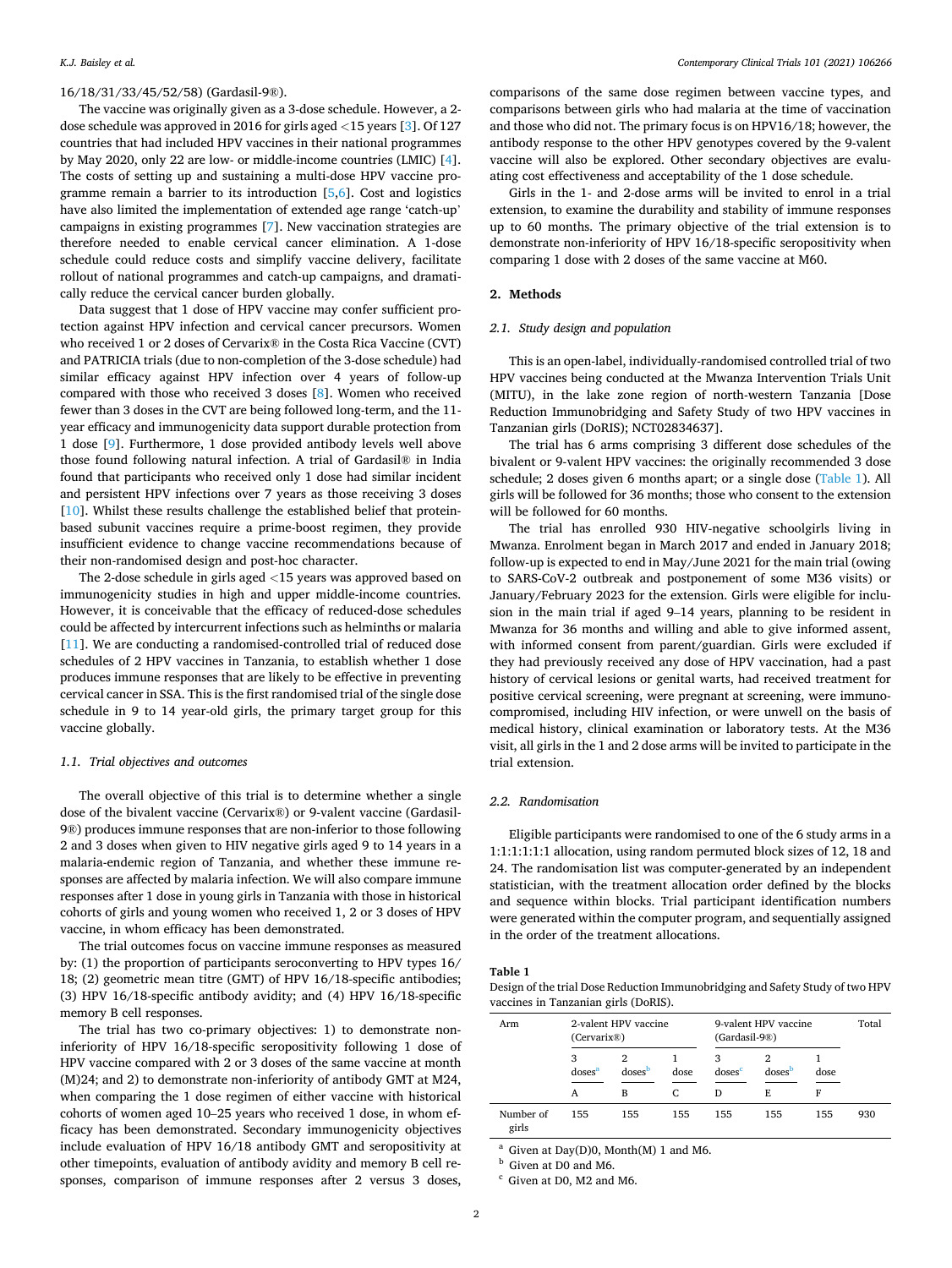16/18/31/33/45/52/58) (Gardasil-9®).

The vaccine was originally given as a 3-dose schedule. However, a 2-dose schedule was approved in 2016 for girls aged <15 years [3]. Of 127 countries that had included HPV vaccines in their national programmes by May 2020, only 22 are low- or middle-income countries (LMIC) [4]. The costs of setting up and sustaining a multi-dose HPV vaccine programme remain a barrier to its introduction [5,6]. Cost and logistics have also limited the implementation of extended age range 'catch-up' campaigns in existing programmes [7]. New vaccination strategies are therefore needed to enable cervical cancer elimination. A 1-dose schedule could reduce costs and simplify vaccine delivery, facilitate rollout of national programmes and catch-up campaigns, and dramatically reduce the cervical cancer burden globally.

Data suggest that 1 dose of HPV vaccine may confer sufficient protection against HPV infection and cervical cancer precursors. Women who received 1 or 2 doses of Cervarix® in the Costa Rica Vaccine (CVT) and PATRICIA trials (due to non-completion of the 3-dose schedule) had similar efficacy against HPV infection over 4 years of follow-up compared with those who received 3 doses [8]. Women who received fewer than 3 doses in the CVT are being followed long-term, and the 11-year efficacy and immunogenicity data support durable protection from 1 dose [9]. Furthermore, 1 dose provided antibody levels well above those found following natural infection. A trial of Gardasil® in India found that participants who received only 1 dose had similar incident and persistent HPV infections over 7 years as those receiving 3 doses [10]. Whilst these results challenge the established belief that protein-based subunit vaccines require a prime-boost regimen, they provide insufficient evidence to change vaccine recommendations because of their non-randomised design and post-hoc character.

The 2-dose schedule in girls aged <15 years was approved based on immunogenicity studies in high and upper middle-income countries. However, it is conceivable that the efficacy of reduced-dose schedules could be affected by intercurrent infections such as helminths or malaria [11]. We are conducting a randomised-controlled trial of reduced dose schedules of 2 HPV vaccines in Tanzania, to establish whether 1 dose produces immune responses that are likely to be effective in preventing cervical cancer in SSA. This is the first randomised trial of the single dose schedule in 9 to 14 year-old girls, the primary target group for this vaccine globally.

### 1.1. Trial objectives and outcomes

The overall objective of this trial is to determine whether a single dose of the bivalent vaccine (Cervarix®) or 9-valent vaccine (Gardasil-9®) produces immune responses that are non-inferior to those following 2 and 3 doses when given to HIV negative girls aged 9 to 14 years in a malaria-endemic region of Tanzania, and whether these immune responses are affected by malaria infection. We will also compare immune responses after 1 dose in young girls in Tanzania with those in historical cohorts of girls and young women who received 1, 2 or 3 doses of HPV vaccine, in whom efficacy has been demonstrated.

The trial outcomes focus on vaccine immune responses as measured by: (1) the proportion of participants seroconverting to HPV types 16/18; (2) geometric mean titre (GMT) of HPV 16/18-specific antibodies; (3) HPV 16/18-specific antibody avidity; and (4) HPV 16/18-specific memory B cell responses.

The trial has two co-primary objectives: 1) to demonstrate non-inferiority of HPV 16/18-specific seropositivity following 1 dose of HPV vaccine compared with 2 or 3 doses of the same vaccine at month (M)24; and 2) to demonstrate non-inferiority of antibody GMT at M24, when comparing the 1 dose regimen of either vaccine with historical cohorts of women aged 10–25 years who received 1 dose, in whom efficacy has been demonstrated. Secondary immunogenicity objectives include evaluation of HPV 16/18 antibody GMT and seropositivity at other timepoints, evaluation of antibody avidity and memory B cell responses, comparison of immune responses after 2 versus 3 doses, comparisons of the same dose regimen between vaccine types, and comparisons between girls who had malaria at the time of vaccination and those who did not. The primary focus is on HPV16/18; however, the antibody response to the other HPV genotypes covered by the 9-valent vaccine will also be explored. Other secondary objectives are evaluating cost effectiveness and acceptability of the 1 dose schedule.

Girls in the 1- and 2-dose arms will be invited to enrol in a trial extension, to examine the durability and stability of immune responses up to 60 months. The primary objective of the trial extension is to demonstrate non-inferiority of HPV 16/18-specific seropositivity when comparing 1 dose with 2 doses of the same vaccine at M60.

## 2. Methods

### 2.1. Study design and population

This is an open-label, individually-randomised controlled trial of two HPV vaccines being conducted at the Mwanza Intervention Trials Unit (MITU), in the lake zone region of north-western Tanzania [Dose Reduction Immunobridging and Safety Study of two HPV vaccines in Tanzanian girls (DoRIS); NCT02834637].

The trial has 6 arms comprising 3 different dose schedules of the bivalent or 9-valent HPV vaccines: the originally recommended 3 dose schedule; 2 doses given 6 months apart; or a single dose (Table 1). All girls will be followed for 36 months; those who consent to the extension will be followed for 60 months.

The trial has enrolled 930 HIV-negative schoolgirls living in Mwanza. Enrolment began in March 2017 and ended in January 2018; follow-up is expected to end in May/June 2021 for the main trial (owing to SARS-CoV-2 outbreak and postponement of some M36 visits) or January/February 2023 for the extension. Girls were eligible for inclusion in the main trial if aged 9–14 years, planning to be resident in Mwanza for 36 months and willing and able to give informed assent, with informed consent from parent/guardian. Girls were excluded if they had previously received any dose of HPV vaccination, had a past history of cervical lesions or genital warts, had received treatment for positive cervical screening, were pregnant at screening, were immunocompromised, including HIV infection, or were unwell on the basis of medical history, clinical examination or laboratory tests. At the M36 visit, all girls in the 1 and 2 dose arms will be invited to participate in the trial extension.

### 2.2. Randomisation

Eligible participants were randomised to one of the 6 study arms in a 1:1:1:1:1:1 allocation, using random permuted block sizes of 12, 18 and 24. The randomisation list was computer-generated by an independent statistician, with the treatment allocation order defined by the blocks and sequence within blocks. Trial participant identification numbers were generated within the computer program, and sequentially assigned in the order of the treatment allocations.

**Table 1**
Design of the trial Dose Reduction Immunobridging and Safety Study of two HPV vaccines in Tanzanian girls (DoRIS).

| Arm | 2-valent HPV vaccine (Cervarix®) | | | 9-valent HPV vaccine (Gardasil-9®) | | | Total |
|---|---|---|---|---|---|---|---|
| | 3 doses[a] | 2 doses[b] | 1 dose | 3 doses[c] | 2 doses[b] | 1 dose | |
| | A | B | C | D | E | F | |
| Number of girls | 155 | 155 | 155 | 155 | 155 | 155 | 930 |

[a] Given at Day(D)0, Month(M) 1 and M6.
[b] Given at D0 and M6.
[c] Given at D0, M2 and M6.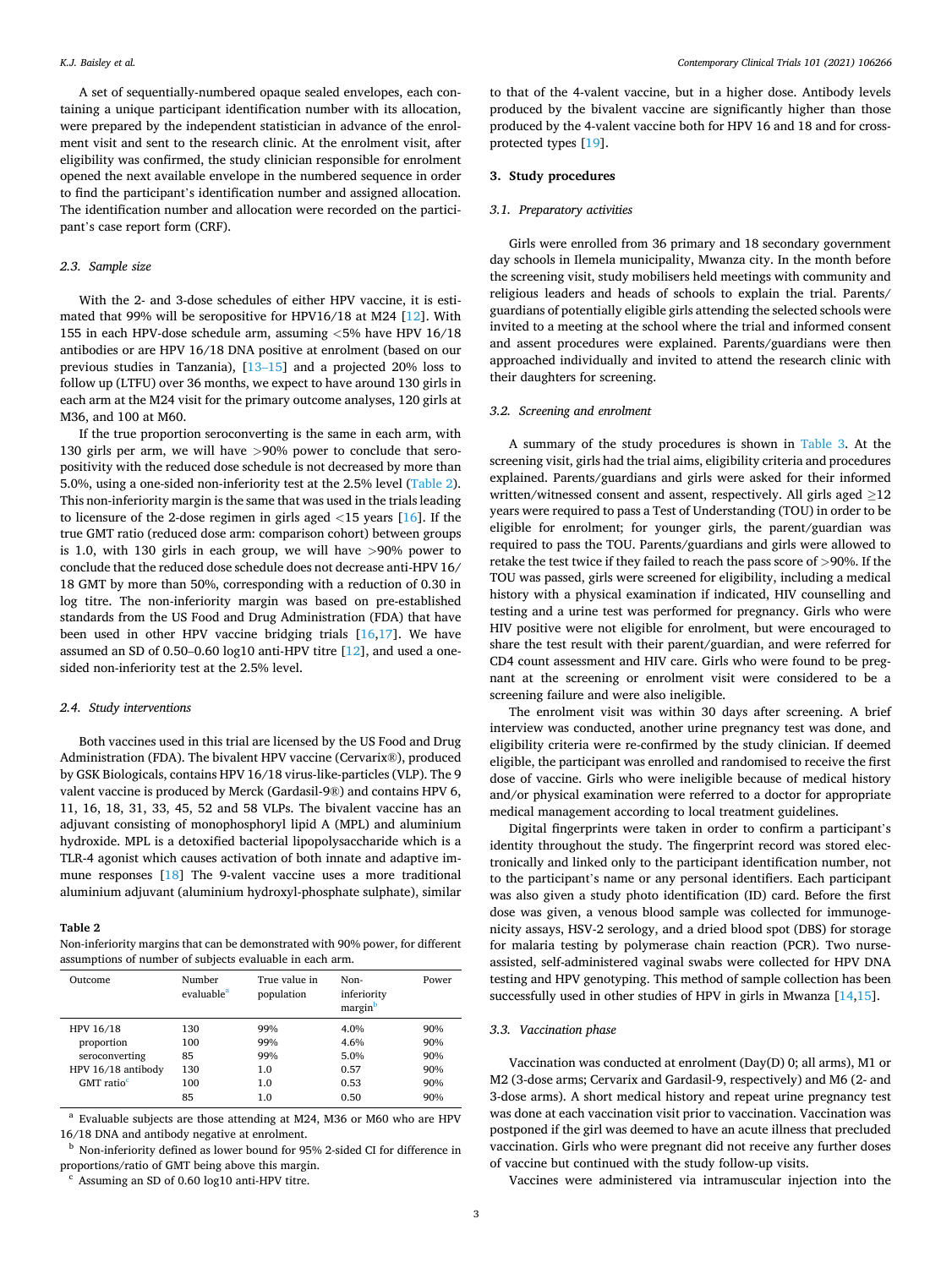A set of sequentially-numbered opaque sealed envelopes, each containing a unique participant identification number with its allocation, were prepared by the independent statistician in advance of the enrolment visit and sent to the research clinic. At the enrolment visit, after eligibility was confirmed, the study clinician responsible for enrolment opened the next available envelope in the numbered sequence in order to find the participant's identification number and assigned allocation. The identification number and allocation were recorded on the participant's case report form (CRF).

### 2.3. Sample size

With the 2- and 3-dose schedules of either HPV vaccine, it is estimated that 99% will be seropositive for HPV16/18 at M24 [12]. With 155 in each HPV-dose schedule arm, assuming <5% have HPV 16/18 antibodies or are HPV 16/18 DNA positive at enrolment (based on our previous studies in Tanzania), [13–15] and a projected 20% loss to follow up (LTFU) over 36 months, we expect to have around 130 girls in each arm at the M24 visit for the primary outcome analyses, 120 girls at M36, and 100 at M60.

If the true proportion seroconverting is the same in each arm, with 130 girls per arm, we will have >90% power to conclude that seropositivity with the reduced dose schedule is not decreased by more than 5.0%, using a one-sided non-inferiority test at the 2.5% level (Table 2). This non-inferiority margin is the same that was used in the trials leading to licensure of the 2-dose regimen in girls aged <15 years [16]. If the true GMT ratio (reduced dose arm: comparison cohort) between groups is 1.0, with 130 girls in each group, we will have >90% power to conclude that the reduced dose schedule does not decrease anti-HPV 16/18 GMT by more than 50%, corresponding with a reduction of 0.30 in log titre. The non-inferiority margin was based on pre-established standards from the US Food and Drug Administration (FDA) that have been used in other HPV vaccine bridging trials [16,17]. We have assumed an SD of 0.50–0.60 log10 anti-HPV titre [12], and used a one-sided non-inferiority test at the 2.5% level.

### 2.4. Study interventions

Both vaccines used in this trial are licensed by the US Food and Drug Administration (FDA). The bivalent HPV vaccine (Cervarix®), produced by GSK Biologicals, contains HPV 16/18 virus-like-particles (VLP). The 9 valent vaccine is produced by Merck (Gardasil-9®) and contains HPV 6, 11, 16, 18, 31, 33, 45, 52 and 58 VLPs. The bivalent vaccine has an adjuvant consisting of monophosphoryl lipid A (MPL) and aluminium hydroxide. MPL is a detoxified bacterial lipopolysaccharide which is a TLR-4 agonist which causes activation of both innate and adaptive immune responses [18] The 9-valent vaccine uses a more traditional aluminium adjuvant (aluminium hydroxyl-phosphate sulphate), similar to that of the 4-valent vaccine, but in a higher dose. Antibody levels produced by the bivalent vaccine are significantly higher than those produced by the 4-valent vaccine both for HPV 16 and 18 and for cross-protected types [19].

**Table 2**
Non-inferiority margins that can be demonstrated with 90% power, for different assumptions of number of subjects evaluable in each arm.

| Outcome | Number evaluable[a] | True value in population | Non-inferiority margin[b] | Power |
|---|---|---|---|---|
| HPV 16/18 | 130 | 99% | 4.0% | 90% |
| proportion | 100 | 99% | 4.6% | 90% |
| seroconverting | 85 | 99% | 5.0% | 90% |
| HPV 16/18 antibody | 130 | 1.0 | 0.57 | 90% |
| GMT ratio[c] | 100 | 1.0 | 0.53 | 90% |
| | 85 | 1.0 | 0.50 | 90% |

[a] Evaluable subjects are those attending at M24, M36 or M60 who are HPV 16/18 DNA and antibody negative at enrolment.
[b] Non-inferiority defined as lower bound for 95% 2-sided CI for difference in proportions/ratio of GMT being above this margin.
[c] Assuming an SD of 0.60 log10 anti-HPV titre.

## 3. Study procedures

### 3.1. Preparatory activities

Girls were enrolled from 36 primary and 18 secondary government day schools in Ilemela municipality, Mwanza city. In the month before the screening visit, study mobilisers held meetings with community and religious leaders and heads of schools to explain the trial. Parents/guardians of potentially eligible girls attending the selected schools were invited to a meeting at the school where the trial and informed consent and assent procedures were explained. Parents/guardians were then approached individually and invited to attend the research clinic with their daughters for screening.

### 3.2. Screening and enrolment

A summary of the study procedures is shown in Table 3. At the screening visit, girls had the trial aims, eligibility criteria and procedures explained. Parents/guardians and girls were asked for their informed written/witnessed consent and assent, respectively. All girls aged ≥12 years were required to pass a Test of Understanding (TOU) in order to be eligible for enrolment; for younger girls, the parent/guardian was required to pass the TOU. Parents/guardians and girls were allowed to retake the test twice if they failed to reach the pass score of >90%. If the TOU was passed, girls were screened for eligibility, including a medical history with a physical examination if indicated, HIV counselling and testing and a urine test was performed for pregnancy. Girls who were HIV positive were not eligible for enrolment, but were encouraged to share the test result with their parent/guardian, and were referred for CD4 count assessment and HIV care. Girls who were found to be pregnant at the screening or enrolment visit were considered to be a screening failure and were also ineligible.

The enrolment visit was within 30 days after screening. A brief interview was conducted, another urine pregnancy test was done, and eligibility criteria were re-confirmed by the study clinician. If deemed eligible, the participant was enrolled and randomised to receive the first dose of vaccine. Girls who were ineligible because of medical history and/or physical examination were referred to a doctor for appropriate medical management according to local treatment guidelines.

Digital fingerprints were taken in order to confirm a participant's identity throughout the study. The fingerprint record was stored electronically and linked only to the participant identification number, not to the participant's name or any personal identifiers. Each participant was also given a study photo identification (ID) card. Before the first dose was given, a venous blood sample was collected for immunogenicity assays, HSV-2 serology, and a dried blood spot (DBS) for storage for malaria testing by polymerase chain reaction (PCR). Two nurse-assisted, self-administered vaginal swabs were collected for HPV DNA testing and HPV genotyping. This method of sample collection has been successfully used in other studies of HPV in girls in Mwanza [14,15].

### 3.3. Vaccination phase

Vaccination was conducted at enrolment (Day(D) 0; all arms), M1 or M2 (3-dose arms; Cervarix and Gardasil-9, respectively) and M6 (2- and 3-dose arms). A short medical history and repeat urine pregnancy test was done at each vaccination visit prior to vaccination. Vaccination was postponed if the girl was deemed to have an acute illness that precluded vaccination. Girls who were pregnant did not receive any further doses of vaccine but continued with the study follow-up visits.

Vaccines were administered via intramuscular injection into the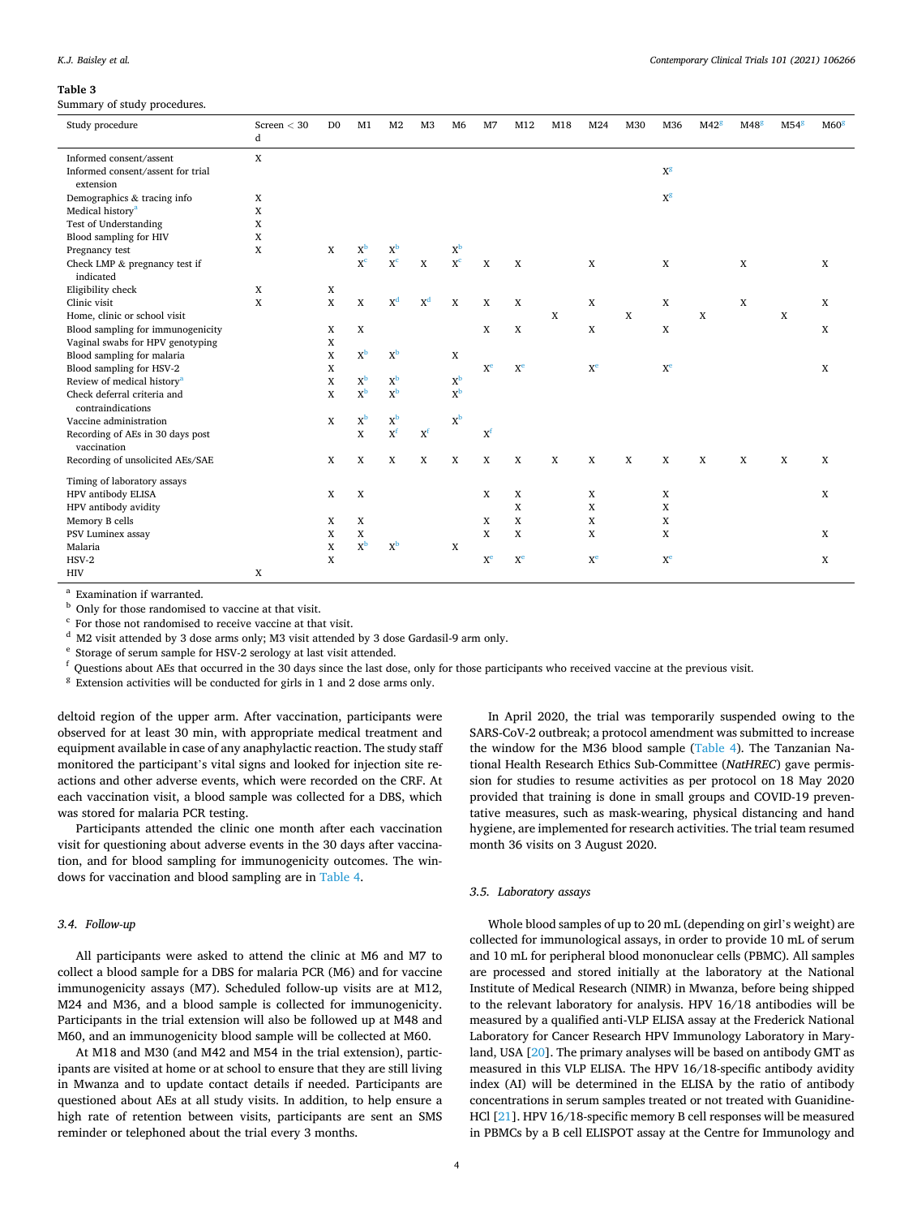**Table 3**

Summary of study procedures.

| Study procedure | Screen < 30 d | D0 | M1 | M2 | M3 | M6 | M7 | M12 | M18 | M24 | M30 | M36 | M42[g] | M48[g] | M54[g] | M60[g] |
|---|---|---|---|---|---|---|---|---|---|---|---|---|---|---|---|---|
| Informed consent/assent | X | | | | | | | | | | | | | | | |
| Informed consent/assent for trial extension | | | | | | | | | | | | X[g] | | | | |
| Demographics & tracing info | X | | | | | | | | | | | X[g] | | | | |
| Medical history[a] | X | | | | | | | | | | | | | | | |
| Test of Understanding | X | | | | | | | | | | | | | | | |
| Blood sampling for HIV | X | | | | | | | | | | | | | | | |
| Pregnancy test | X | X | X[b] | X[b] | | X[b] | | | | | | | | | | |
| Check LMP & pregnancy test if indicated | | | X[c] | X[c] | X | X[c] | X | X | | X | | X | | X | | X |
| Eligibility check | X | X | | | | | | | | | | | | | | |
| Clinic visit | X | X | X | X[d] | X[d] | X | X | X | | X | | X | | X | | X |
| Home, clinic or school visit | | | | | | | | | X | | X | | X | | X | |
| Blood sampling for immunogenicity | | X | X | | | | X | X | | X | | X | | | | X |
| Vaginal swabs for HPV genotyping | | X | | | | | | | | | | | | | | |
| Blood sampling for malaria | | X | X[b] | X[b] | | X | | | | | | | | | | |
| Blood sampling for HSV-2 | | X | | | | | X[e] | X[e] | | X[e] | | X[e] | | | | X |
| Review of medical history[a] | | X | X[b] | X[b] | | X[b] | | | | | | | | | | |
| Check deferral criteria and contraindications | | X | X[b] | X[b] | | X[b] | | | | | | | | | | |
| Vaccine administration | | X | X[b] | X[b] | | X[b] | | | | | | | | | | |
| Recording of AEs in 30 days post vaccination | | | X | X[f] | X[f] | | X[f] | | | | | | | | | |
| Recording of unsolicited AEs/SAE | | X | X | X | X | X | X | X | X | X | X | X | X | X | X | X |
| Timing of laboratory assays | | | | | | | | | | | | | | | | |
| HPV antibody ELISA | | X | X | | | | X | X | | X | | X | | | | X |
| HPV antibody avidity | | | | | | | | X | | X | | X | | | | |
| Memory B cells | | X | X | | | | X | X | | X | | X | | | | |
| PSV Luminex assay | | X | X | | | | X | X | | X | | X | | | | X |
| Malaria | | X | X[b] | X[b] | | X | | | | | | | | | | |
| HSV-2 | | X | | | | | X[e] | X[e] | | X[e] | | X[e] | | | | X |
| HIV | X | | | | | | | | | | | | | | | |

[a] Examination if warranted.
[b] Only for those randomised to vaccine at that visit.
[c] For those not randomised to receive vaccine at that visit.
[d] M2 visit attended by 3 dose arms only; M3 visit attended by 3 dose Gardasil-9 arm only.
[e] Storage of serum sample for HSV-2 serology at last visit attended.
[f] Questions about AEs that occurred in the 30 days since the last dose, only for those participants who received vaccine at the previous visit.
[g] Extension activities will be conducted for girls in 1 and 2 dose arms only.

deltoid region of the upper arm. After vaccination, participants were observed for at least 30 min, with appropriate medical treatment and equipment available in case of any anaphylactic reaction. The study staff monitored the participant's vital signs and looked for injection site reactions and other adverse events, which were recorded on the CRF. At each vaccination visit, a blood sample was collected for a DBS, which was stored for malaria PCR testing.

Participants attended the clinic one month after each vaccination visit for questioning about adverse events in the 30 days after vaccination, and for blood sampling for immunogenicity outcomes. The windows for vaccination and blood sampling are in Table 4.

### 3.4. Follow-up

All participants were asked to attend the clinic at M6 and M7 to collect a blood sample for a DBS for malaria PCR (M6) and for vaccine immunogenicity assays (M7). Scheduled follow-up visits are at M12, M24 and M36, and a blood sample is collected for immunogenicity. Participants in the trial extension will also be followed up at M48 and M60, and an immunogenicity blood sample will be collected at M60.

At M18 and M30 (and M42 and M54 in the trial extension), participants are visited at home or at school to ensure that they are still living in Mwanza and to update contact details if needed. Participants are questioned about AEs at all study visits. In addition, to help ensure a high rate of retention between visits, participants are sent an SMS reminder or telephoned about the trial every 3 months.

In April 2020, the trial was temporarily suspended owing to the SARS-CoV-2 outbreak; a protocol amendment was submitted to increase the window for the M36 blood sample (Table 4). The Tanzanian National Health Research Ethics Sub-Committee (*NatHREC*) gave permission for studies to resume activities as per protocol on 18 May 2020 provided that training is done in small groups and COVID-19 preventative measures, such as mask-wearing, physical distancing and hand hygiene, are implemented for research activities. The trial team resumed month 36 visits on 3 August 2020.

### 3.5. Laboratory assays

Whole blood samples of up to 20 mL (depending on girl's weight) are collected for immunological assays, in order to provide 10 mL of serum and 10 mL for peripheral blood mononuclear cells (PBMC). All samples are processed and stored initially at the laboratory at the National Institute of Medical Research (NIMR) in Mwanza, before being shipped to the relevant laboratory for analysis. HPV 16/18 antibodies will be measured by a qualified anti-VLP ELISA assay at the Frederick National Laboratory for Cancer Research HPV Immunology Laboratory in Maryland, USA [20]. The primary analyses will be based on antibody GMT as measured in this VLP ELISA. The HPV 16/18-specific antibody avidity index (AI) will be determined in the ELISA by the ratio of antibody concentrations in serum samples treated or not treated with Guanidine-HCl [21]. HPV 16/18-specific memory B cell responses will be measured in PBMCs by a B cell ELISPOT assay at the Centre for Immunology and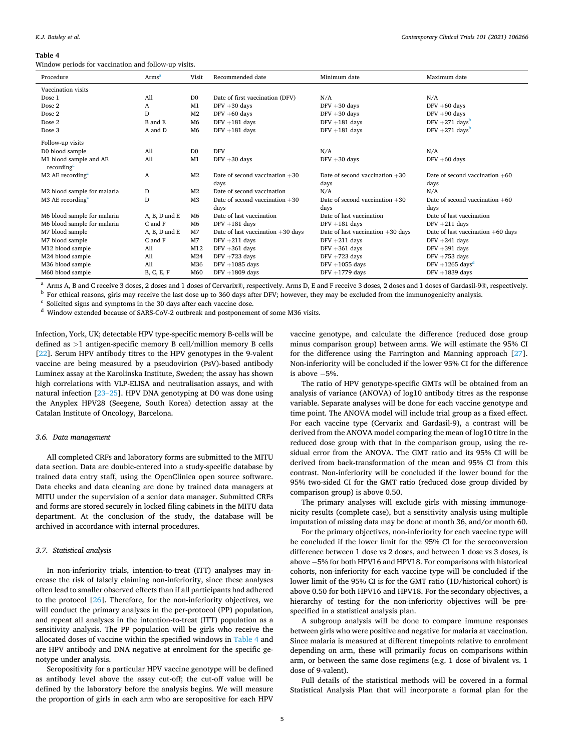**Table 4**
Window periods for vaccination and follow-up visits.

| Procedure | Arms[a] | Visit | Recommended date | Minimum date | Maximum date |
|---|---|---|---|---|---|
| Vaccination visits | | | | | |
| Dose 1 | All | D0 | Date of first vaccination (DFV) | N/A | N/A |
| Dose 2 | A | M1 | DFV +30 days | DFV +30 days | DFV +60 days |
| Dose 2 | D | M2 | DFV +60 days | DFV +30 days | DFV +90 days |
| Dose 2 | B and E | M6 | DFV +181 days | DFV +181 days | DFV +271 days[b] |
| Dose 3 | A and D | M6 | DFV +181 days | DFV +181 days | DFV +271 days[b] |
| Follow-up visits | | | | | |
| D0 blood sample | All | D0 | DFV | N/A | N/A |
| M1 blood sample and AE recording[c] | All | M1 | DFV +30 days | DFV +30 days | DFV +60 days |
| M2 AE recording[c] | A | M2 | Date of second vaccination +30 days | Date of second vaccination +30 days | Date of second vaccination +60 days |
| M2 blood sample for malaria | D | M2 | Date of second vaccination | N/A | N/A |
| M3 AE recording[c] | D | M3 | Date of second vaccination +30 days | Date of second vaccination +30 days | Date of second vaccination +60 days |
| M6 blood sample for malaria | A, B, D and E | M6 | Date of last vaccination | Date of last vaccination | Date of last vaccination |
| M6 blood sample for malaria | C and F | M6 | DFV +181 days | DFV +181 days | DFV +211 days |
| M7 blood sample | A, B, D and E | M7 | Date of last vaccination +30 days | Date of last vaccination +30 days | Date of last vaccination +60 days |
| M7 blood sample | C and F | M7 | DFV +211 days | DFV +211 days | DFV +241 days |
| M12 blood sample | All | M12 | DFV +361 days | DFV +361 days | DFV +391 days |
| M24 blood sample | All | M24 | DFV +723 days | DFV +723 days | DFV +753 days |
| M36 blood sample | All | M36 | DFV +1085 days | DFV +1055 days | DFV +1265 days[d] |
| M60 blood sample | B, C, E, F | M60 | DFV +1809 days | DFV +1779 days | DFV +1839 days |

[a] Arms A, B and C receive 3 doses, 2 doses and 1 doses of Cervarix®, respectively. Arms D, E and F receive 3 doses, 2 doses and 1 doses of Gardasil-9®, respectively.
[b] For ethical reasons, girls may receive the last dose up to 360 days after DFV; however, they may be excluded from the immunogenicity analysis.
[c] Solicited signs and symptoms in the 30 days after each vaccine dose.
[d] Window extended because of SARS-CoV-2 outbreak and postponement of some M36 visits.

Infection, York, UK; detectable HPV type-specific memory B-cells will be defined as >1 antigen-specific memory B cell/million memory B cells [22]. Serum HPV antibody titres to the HPV genotypes in the 9-valent vaccine are being measured by a pseudovirion (PsV)-based antibody Luminex assay at the Karolinska Institute, Sweden; the assay has shown high correlations with VLP-ELISA and neutralisation assays, and with natural infection [23–25]. HPV DNA genotyping at D0 was done using the Anyplex HPV28 (Seegene, South Korea) detection assay at the Catalan Institute of Oncology, Barcelona.

### 3.6. Data management

All completed CRFs and laboratory forms are submitted to the MITU data section. Data are double-entered into a study-specific database by trained data entry staff, using the OpenClinica open source software. Data checks and data cleaning are done by trained data managers at MITU under the supervision of a senior data manager. Submitted CRFs and forms are stored securely in locked filing cabinets in the MITU data department. At the conclusion of the study, the database will be archived in accordance with internal procedures.

### 3.7. Statistical analysis

In non-inferiority trials, intention-to-treat (ITT) analyses may increase the risk of falsely claiming non-inferiority, since these analyses often lead to smaller observed effects than if all participants had adhered to the protocol [26]. Therefore, for the non-inferiority objectives, we will conduct the primary analyses in the per-protocol (PP) population, and repeat all analyses in the intention-to-treat (ITT) population as a sensitivity analysis. The PP population will be girls who receive the allocated doses of vaccine within the specified windows in Table 4 and are HPV antibody and DNA negative at enrolment for the specific genotype under analysis.

Seropositivity for a particular HPV vaccine genotype will be defined as antibody level above the assay cut-off; the cut-off value will be defined by the laboratory before the analysis begins. We will measure the proportion of girls in each arm who are seropositive for each HPV vaccine genotype, and calculate the difference (reduced dose group minus comparison group) between arms. We will estimate the 95% CI for the difference using the Farrington and Manning approach [27]. Non-inferiority will be concluded if the lower 95% CI for the difference is above −5%.

The ratio of HPV genotype-specific GMTs will be obtained from an analysis of variance (ANOVA) of log10 antibody titres as the response variable. Separate analyses will be done for each vaccine genotype and time point. The ANOVA model will include trial group as a fixed effect. For each vaccine type (Cervarix and Gardasil-9), a contrast will be derived from the ANOVA model comparing the mean of log10 titre in the reduced dose group with that in the comparison group, using the residual error from the ANOVA. The GMT ratio and its 95% CI will be derived from back-transformation of the mean and 95% CI from this contrast. Non-inferiority will be concluded if the lower bound for the 95% two-sided CI for the GMT ratio (reduced dose group divided by comparison group) is above 0.50.

The primary analyses will exclude girls with missing immunogenicity results (complete case), but a sensitivity analysis using multiple imputation of missing data may be done at month 36, and/or month 60.

For the primary objectives, non-inferiority for each vaccine type will be concluded if the lower limit for the 95% CI for the seroconversion difference between 1 dose vs 2 doses, and between 1 dose vs 3 doses, is above −5% for both HPV16 and HPV18. For comparisons with historical cohorts, non-inferiority for each vaccine type will be concluded if the lower limit of the 95% CI is for the GMT ratio (1D/historical cohort) is above 0.50 for both HPV16 and HPV18. For the secondary objectives, a hierarchy of testing for the non-inferiority objectives will be pre-specified in a statistical analysis plan.

A subgroup analysis will be done to compare immune responses between girls who were positive and negative for malaria at vaccination. Since malaria is measured at different timepoints relative to enrolment depending on arm, these will primarily focus on comparisons within arm, or between the same dose regimens (e.g. 1 dose of bivalent vs. 1 dose of 9-valent).

Full details of the statistical methods will be covered in a formal Statistical Analysis Plan that will incorporate a formal plan for the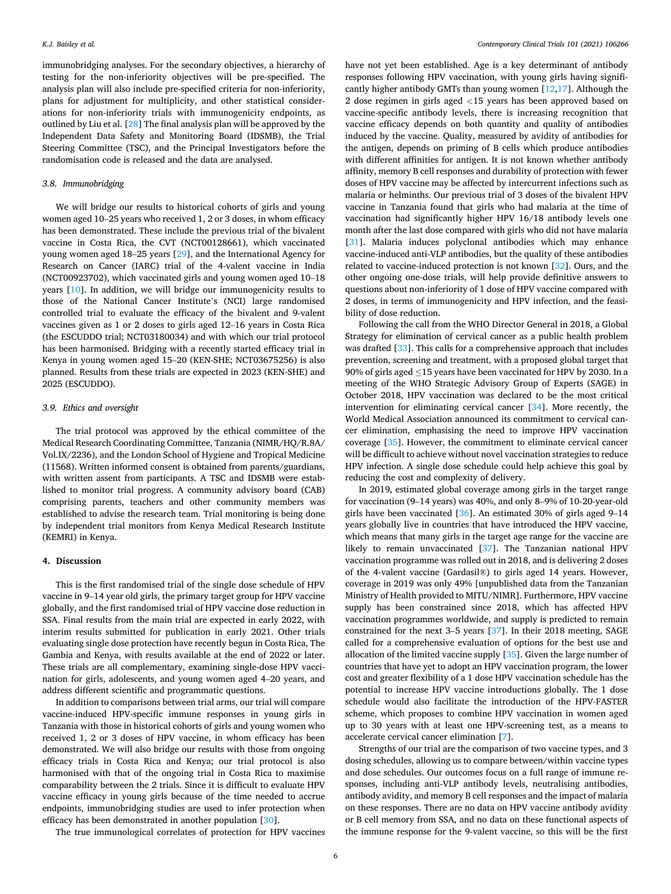immunobridging analyses. For the secondary objectives, a hierarchy of testing for the non-inferiority objectives will be pre-specified. The analysis plan will also include pre-specified criteria for non-inferiority, plans for adjustment for multiplicity, and other statistical considerations for non-inferiority trials with immunogenicity endpoints, as outlined by Liu et al. [28] The final analysis plan will be approved by the Independent Data Safety and Monitoring Board (IDSMB), the Trial Steering Committee (TSC), and the Principal Investigators before the randomisation code is released and the data are analysed.

### 3.8. Immunobridging

We will bridge our results to historical cohorts of girls and young women aged 10–25 years who received 1, 2 or 3 doses, in whom efficacy has been demonstrated. These include the previous trial of the bivalent vaccine in Costa Rica, the CVT (NCT00128661), which vaccinated young women aged 18–25 years [29], and the International Agency for Research on Cancer (IARC) trial of the 4-valent vaccine in India (NCT00923702), which vaccinated girls and young women aged 10–18 years [10]. In addition, we will bridge our immunogenicity results to those of the National Cancer Institute's (NCI) large randomised controlled trial to evaluate the efficacy of the bivalent and 9-valent vaccines given as 1 or 2 doses to girls aged 12–16 years in Costa Rica (the ESCUDDO trial; NCT03180034) and with which our trial protocol has been harmonised. Bridging with a recently started efficacy trial in Kenya in young women aged 15–20 (KEN-SHE; NCT03675256) is also planned. Results from these trials are expected in 2023 (KEN-SHE) and 2025 (ESCUDDO).

### 3.9. Ethics and oversight

The trial protocol was approved by the ethical committee of the Medical Research Coordinating Committee, Tanzania (NIMR/HQ/R.8A/Vol.IX/2236), and the London School of Hygiene and Tropical Medicine (11568). Written informed consent is obtained from parents/guardians, with written assent from participants. A TSC and IDSMB were established to monitor trial progress. A community advisory board (CAB) comprising parents, teachers and other community members was established to advise the research team. Trial monitoring is being done by independent trial monitors from Kenya Medical Research Institute (KEMRI) in Kenya.

## 4. Discussion

This is the first randomised trial of the single dose schedule of HPV vaccine in 9–14 year old girls, the primary target group for HPV vaccine globally, and the first randomised trial of HPV vaccine dose reduction in SSA. Final results from the main trial are expected in early 2022, with interim results submitted for publication in early 2021. Other trials evaluating single dose protection have recently begun in Costa Rica, The Gambia and Kenya, with results available at the end of 2022 or later. These trials are all complementary, examining single-dose HPV vaccination for girls, adolescents, and young women aged 4–20 years, and address different scientific and programmatic questions.

In addition to comparisons between trial arms, our trial will compare vaccine-induced HPV-specific immune responses in young girls in Tanzania with those in historical cohorts of girls and young women who received 1, 2 or 3 doses of HPV vaccine, in whom efficacy has been demonstrated. We will also bridge our results with those from ongoing efficacy trials in Costa Rica and Kenya; our trial protocol is also harmonised with that of the ongoing trial in Costa Rica to maximise comparability between the 2 trials. Since it is difficult to evaluate HPV vaccine efficacy in young girls because of the time needed to accrue endpoints, immunobridging studies are used to infer protection when efficacy has been demonstrated in another population [30].

The true immunological correlates of protection for HPV vaccines have not yet been established. Age is a key determinant of antibody responses following HPV vaccination, with young girls having significantly higher antibody GMTs than young women [12,17]. Although the 2 dose regimen in girls aged <15 years has been approved based on vaccine-specific antibody levels, there is increasing recognition that vaccine efficacy depends on both quantity and quality of antibodies induced by the vaccine. Quality, measured by avidity of antibodies for the antigen, depends on priming of B cells which produce antibodies with different affinities for antigen. It is not known whether antibody affinity, memory B cell responses and durability of protection with fewer doses of HPV vaccine may be affected by intercurrent infections such as malaria or helminths. Our previous trial of 3 doses of the bivalent HPV vaccine in Tanzania found that girls who had malaria at the time of vaccination had significantly higher HPV 16/18 antibody levels one month after the last dose compared with girls who did not have malaria [31]. Malaria induces polyclonal antibodies which may enhance vaccine-induced anti-VLP antibodies, but the quality of these antibodies related to vaccine-induced protection is not known [32]. Ours, and the other ongoing one-dose trials, will help provide definitive answers to questions about non-inferiority of 1 dose of HPV vaccine compared with 2 doses, in terms of immunogenicity and HPV infection, and the feasibility of dose reduction.

Following the call from the WHO Director General in 2018, a Global Strategy for elimination of cervical cancer as a public health problem was drafted [33]. This calls for a comprehensive approach that includes prevention, screening and treatment, with a proposed global target that 90% of girls aged ≤15 years have been vaccinated for HPV by 2030. In a meeting of the WHO Strategic Advisory Group of Experts (SAGE) in October 2018, HPV vaccination was declared to be the most critical intervention for eliminating cervical cancer [34]. More recently, the World Medical Association announced its commitment to cervical cancer elimination, emphasising the need to improve HPV vaccination coverage [35]. However, the commitment to eliminate cervical cancer will be difficult to achieve without novel vaccination strategies to reduce HPV infection. A single dose schedule could help achieve this goal by reducing the cost and complexity of delivery.

In 2019, estimated global coverage among girls in the target range for vaccination (9–14 years) was 40%, and only 8–9% of 10-20-year-old girls have been vaccinated [36]. An estimated 30% of girls aged 9–14 years globally live in countries that have introduced the HPV vaccine, which means that many girls in the target age range for the vaccine are likely to remain unvaccinated [37]. The Tanzanian national HPV vaccination programme was rolled out in 2018, and is delivering 2 doses of the 4-valent vaccine (Gardasil®) to girls aged 14 years. However, coverage in 2019 was only 49% [unpublished data from the Tanzanian Ministry of Health provided to MITU/NIMR]. Furthermore, HPV vaccine supply has been constrained since 2018, which has affected HPV vaccination programmes worldwide, and supply is predicted to remain constrained for the next 3–5 years [37]. In their 2018 meeting, SAGE called for a comprehensive evaluation of options for the best use and allocation of the limited vaccine supply [35]. Given the large number of countries that have yet to adopt an HPV vaccination program, the lower cost and greater flexibility of a 1 dose HPV vaccination schedule has the potential to increase HPV vaccine introductions globally. The 1 dose schedule would also facilitate the introduction of the HPV-FASTER scheme, which proposes to combine HPV vaccination in women aged up to 30 years with at least one HPV-screening test, as a means to accelerate cervical cancer elimination [7].

Strengths of our trial are the comparison of two vaccine types, and 3 dosing schedules, allowing us to compare between/within vaccine types and dose schedules. Our outcomes focus on a full range of immune responses, including anti-VLP antibody levels, neutralising antibodies, antibody avidity, and memory B cell responses and the impact of malaria on these responses. There are no data on HPV vaccine antibody avidity or B cell memory from SSA, and no data on these functional aspects of the immune response for the 9-valent vaccine, so this will be the first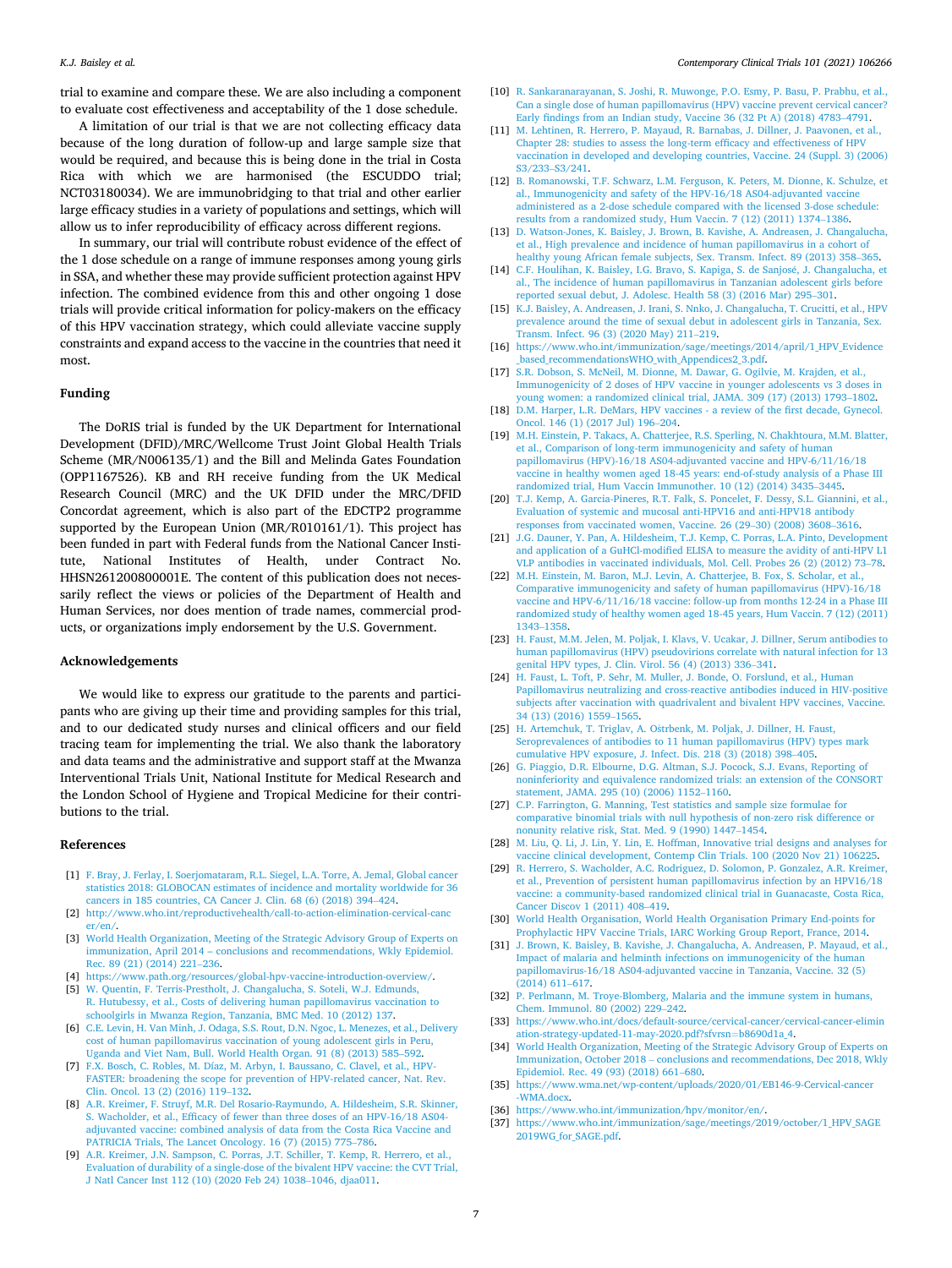trial to examine and compare these. We are also including a component to evaluate cost effectiveness and acceptability of the 1 dose schedule.

A limitation of our trial is that we are not collecting efficacy data because of the long duration of follow-up and large sample size that would be required, and because this is being done in the trial in Costa Rica with which we are harmonised (the ESCUDDO trial; NCT03180034). We are immunobridging to that trial and other earlier large efficacy studies in a variety of populations and settings, which will allow us to infer reproducibility of efficacy across different regions.

In summary, our trial will contribute robust evidence of the effect of the 1 dose schedule on a range of immune responses among young girls in SSA, and whether these may provide sufficient protection against HPV infection. The combined evidence from this and other ongoing 1 dose trials will provide critical information for policy-makers on the efficacy of this HPV vaccination strategy, which could alleviate vaccine supply constraints and expand access to the vaccine in the countries that need it most.

## Funding

The DoRIS trial is funded by the UK Department for International Development (DFID)/MRC/Wellcome Trust Joint Global Health Trials Scheme (MR/N006135/1) and the Bill and Melinda Gates Foundation (OPP1167526). KB and RH receive funding from the UK Medical Research Council (MRC) and the UK DFID under the MRC/DFID Concordat agreement, which is also part of the EDCTP2 programme supported by the European Union (MR/R010161/1). This project has been funded in part with Federal funds from the National Cancer Institute, National Institutes of Health, under Contract No. HHSN261200800001E. The content of this publication does not necessarily reflect the views or policies of the Department of Health and Human Services, nor does mention of trade names, commercial products, or organizations imply endorsement by the U.S. Government.

## Acknowledgements

We would like to express our gratitude to the parents and participants who are giving up their time and providing samples for this trial, and to our dedicated study nurses and clinical officers and our field tracing team for implementing the trial. We also thank the laboratory and data teams and the administrative and support staff at the Mwanza Interventional Trials Unit, National Institute for Medical Research and the London School of Hygiene and Tropical Medicine for their contributions to the trial.

## References

[1] F. Bray, J. Ferlay, I. Soerjomataram, R.L. Siegel, L.A. Torre, A. Jemal, Global cancer statistics 2018: GLOBOCAN estimates of incidence and mortality worldwide for 36 cancers in 185 countries, CA Cancer J. Clin. 68 (6) (2018) 394–424.

[2] http://www.who.int/reproductivehealth/call-to-action-elimination-cervical-cancer/en/.

[3] World Health Organization, Meeting of the Strategic Advisory Group of Experts on immunization, April 2014 – conclusions and recommendations, Wkly Epidemiol. Rec. 89 (21) (2014) 221–236.

[4] https://www.path.org/resources/global-hpv-vaccine-introduction-overview/.

[5] W. Quentin, F. Terris-Prestholt, J. Changalucha, S. Soteli, W.J. Edmunds, R. Hutubessy, et al., Costs of delivering human papillomavirus vaccination to schoolgirls in Mwanza Region, Tanzania, BMC Med. 10 (2012) 137.

[6] C.E. Levin, H. Van Minh, J. Odaga, S.S. Rout, D.N. Ngoc, L. Menezes, et al., Delivery cost of human papillomavirus vaccination of young adolescent girls in Peru, Uganda and Viet Nam, Bull. World Health Organ. 91 (8) (2013) 585–592.

[7] F.X. Bosch, C. Robles, M. Díaz, M. Arbyn, I. Baussano, C. Clavel, et al., HPV-FASTER: broadening the scope for prevention of HPV-related cancer, Nat. Rev. Clin. Oncol. 13 (2) (2016) 119–132.

[8] A.R. Kreimer, F. Struyf, M.R. Del Rosario-Raymundo, A. Hildesheim, S.R. Skinner, S. Wacholder, et al., Efficacy of fewer than three doses of an HPV-16/18 AS04-adjuvanted vaccine: combined analysis of data from the Costa Rica Vaccine and PATRICIA Trials, The Lancet Oncology. 16 (7) (2015) 775–786.

[9] A.R. Kreimer, J.N. Sampson, C. Porras, J.T. Schiller, T. Kemp, R. Herrero, et al., Evaluation of durability of a single-dose of the bivalent HPV vaccine: the CVT Trial, J Natl Cancer Inst 112 (10) (2020 Feb 24) 1038–1046, djaa011.

[10] R. Sankaranarayanan, S. Joshi, R. Muwonge, P.O. Esmy, P. Basu, P. Prabhu, et al., Can a single dose of human papillomavirus (HPV) vaccine prevent cervical cancer? Early findings from an Indian study, Vaccine 36 (32 Pt A) (2018) 4783–4791.

[11] M. Lehtinen, R. Herrero, P. Mayaud, R. Barnabas, J. Dillner, J. Paavonen, et al., Chapter 28: studies to assess the long-term efficacy and effectiveness of HPV vaccination in developed and developing countries, Vaccine. 24 (Suppl. 3) (2006) S3/233–S3/241.

[12] B. Romanowski, T.F. Schwarz, L.M. Ferguson, K. Peters, M. Dionne, K. Schulze, et al., Immunogenicity and safety of the HPV-16/18 AS04-adjuvanted vaccine administered as a 2-dose schedule compared with the licensed 3-dose schedule: results from a randomized study, Hum Vaccin. 7 (12) (2011) 1374–1386.

[13] D. Watson-Jones, K. Baisley, J. Brown, B. Kavishe, A. Andreasen, J. Changalucha, et al., High prevalence and incidence of human papillomavirus in a cohort of healthy young African female subjects, Sex. Transm. Infect. 89 (2013) 358–365.

[14] C.F. Houlihan, K. Baisley, I.G. Bravo, S. Kapiga, S. de Sanjosé, J. Changalucha, et al., The incidence of human papillomavirus in Tanzanian adolescent girls before reported sexual debut, J. Adolesc. Health 58 (3) (2016 Mar) 295–301.

[15] K.J. Baisley, A. Andreasen, J. Irani, S. Nnko, J. Changalucha, T. Crucitti, et al., HPV prevalence around the time of sexual debut in adolescent girls in Tanzania, Sex. Transm. Infect. 96 (3) (2020 May) 211–219.

[16] https://www.who.int/immunization/sage/meetings/2014/april/1_HPV_Evidence_based_recommendationsWHO_with_Appendices2_3.pdf.

[17] S.R. Dobson, S. McNeil, M. Dionne, M. Dawar, G. Ogilvie, M. Krajden, et al., Immunogenicity of 2 doses of HPV vaccine in younger adolescents vs 3 doses in young women: a randomized clinical trial, JAMA. 309 (17) (2013) 1793–1802.

[18] D.M. Harper, L.R. DeMars, HPV vaccines - a review of the first decade, Gynecol. Oncol. 146 (1) (2017 Jul) 196–204.

[19] M.H. Einstein, P. Takacs, A. Chatterjee, R.S. Sperling, N. Chakhtoura, M.M. Blatter, et al., Comparison of long-term immunogenicity and safety of human papillomavirus (HPV)-16/18 AS04-adjuvanted vaccine and HPV-6/11/16/18 vaccine in healthy women aged 18-45 years: end-of-study analysis of a Phase III randomized trial, Hum Vaccin Immunother. 10 (12) (2014) 3435–3445.

[20] T.J. Kemp, A. Garcia-Pineres, R.T. Falk, S. Poncelet, F. Dessy, S.L. Giannini, et al., Evaluation of systemic and mucosal anti-HPV16 and anti-HPV18 antibody responses from vaccinated women, Vaccine. 26 (29–30) (2008) 3608–3616.

[21] J.G. Dauner, Y. Pan, A. Hildesheim, T.J. Kemp, C. Porras, L.A. Pinto, Development and application of a GuHCl-modified ELISA to measure the avidity of anti-HPV L1 VLP antibodies in vaccinated individuals, Mol. Cell. Probes 26 (2) (2012) 73–78.

[22] M.H. Einstein, M. Baron, M.J. Levin, A. Chatterjee, B. Fox, S. Scholar, et al., Comparative immunogenicity and safety of human papillomavirus (HPV)-16/18 vaccine and HPV-6/11/16/18 vaccine: follow-up from months 12-24 in a Phase III randomized study of healthy women aged 18-45 years, Hum Vaccin. 7 (12) (2011) 1343–1358.

[23] H. Faust, M.M. Jelen, M. Poljak, I. Klavs, V. Ucakar, J. Dillner, Serum antibodies to human papillomavirus (HPV) pseudovirions correlate with natural infection for 13 genital HPV types, J. Clin. Virol. 56 (4) (2013) 336–341.

[24] H. Faust, L. Toft, P. Sehr, M. Muller, J. Bonde, O. Forslund, et al., Human Papillomavirus neutralizing and cross-reactive antibodies induced in HIV-positive subjects after vaccination with quadrivalent and bivalent HPV vaccines, Vaccine. 34 (13) (2016) 1559–1565.

[25] H. Artemchuk, T. Triglav, A. Oštrbenk, M. Poljak, J. Dillner, H. Faust, Seroprevalences of antibodies to 11 human papillomavirus (HPV) types mark cumulative HPV exposure, J. Infect. Dis. 218 (3) (2018) 398–405.

[26] G. Piaggio, D.R. Elbourne, D.G. Altman, S.J. Pocock, S.J. Evans, Reporting of noninferiority and equivalence randomized trials: an extension of the CONSORT statement, JAMA. 295 (10) (2006) 1152–1160.

[27] C.P. Farrington, G. Manning, Test statistics and sample size formulae for comparative binomial trials with null hypothesis of non-zero risk difference or nonunity relative risk, Stat. Med. 9 (1990) 1447–1454.

[28] M. Liu, Q. Li, J. Lin, Y. Lin, E. Hoffman, Innovative trial designs and analyses for vaccine clinical development, Contemp Clin Trials. 100 (2020 Nov 21) 106225.

[29] R. Herrero, S. Wacholder, A.C. Rodriguez, D. Solomon, P. Gonzalez, A.R. Kreimer, et al., Prevention of persistent human papillomavirus infection by an HPV16/18 vaccine: a community-based randomized clinical trial in Guanacaste, Costa Rica, Cancer Discov 1 (2011) 408–419.

[30] World Health Organisation, World Health Organisation Primary End-points for Prophylactic HPV Vaccine Trials, IARC Working Group Report, France, 2014.

[31] J. Brown, K. Baisley, B. Kavishe, J. Changalucha, A. Andreasen, P. Mayaud, et al., Impact of malaria and helminth infections on immunogenicity of the human papillomavirus-16/18 AS04-adjuvanted vaccine in Tanzania, Vaccine. 32 (5) (2014) 611–617.

[32] P. Perlmann, M. Troye-Blomberg, Malaria and the immune system in humans, Chem. Immunol. 80 (2002) 229–242.

[33] https://www.who.int/docs/default-source/cervical-cancer/cervical-cancer-elimination-strategy-updated-11-may-2020.pdf?sfvrsn=b8690d1a_4.

[34] World Health Organization, Meeting of the Strategic Advisory Group of Experts on Immunization, October 2018 – conclusions and recommendations, Dec 2018, Wkly Epidemiol. Rec. 49 (93) (2018) 661–680.

[35] https://www.wma.net/wp-content/uploads/2020/01/EB146-9-Cervical-cancer-WMA.docx.

[36] https://www.who.int/immunization/hpv/monitor/en/.

[37] https://www.who.int/immunization/sage/meetings/2019/october/1_HPV_SAGE2019WG_for_SAGE.pdf.